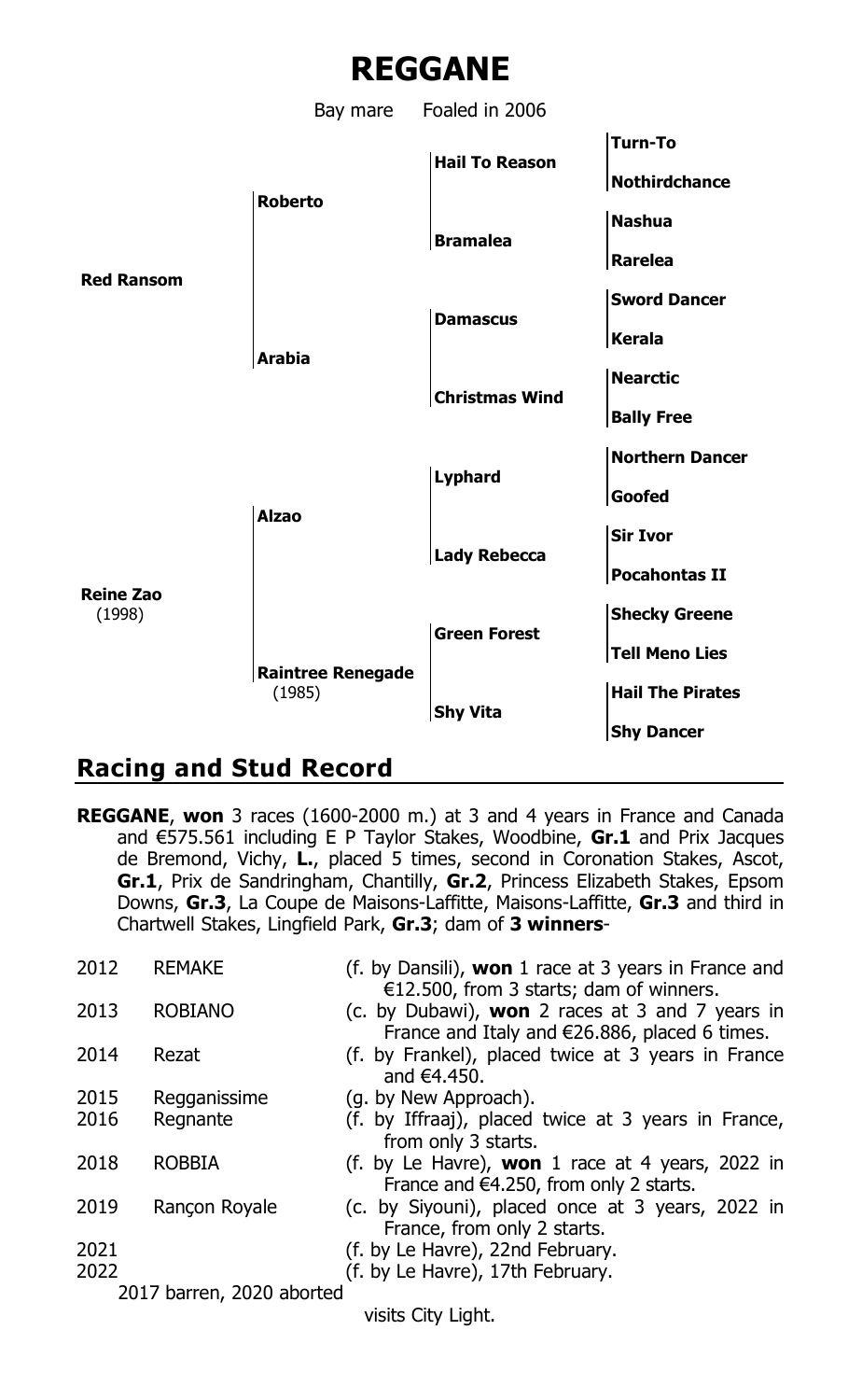# REGGANE

Bay mare Foaled in 2006

| | | | |
|---|---|---|---|
| **Red Ransom** | **Roberto** | **Hail To Reason** | **Turn-To** |
| | | | **Nothirdchance** |
| | | **Bramalea** | **Nashua** |
| | | | **Rarelea** |
| | **Arabia** | **Damascus** | **Sword Dancer** |
| | | | **Kerala** |
| | | **Christmas Wind** | **Nearctic** |
| | | | **Bally Free** |
| **Reine Zao** (1998) | **Alzao** | **Lyphard** | **Northern Dancer** |
| | | | **Goofed** |
| | | **Lady Rebecca** | **Sir Ivor** |
| | | | **Pocahontas II** |
| | **Raintree Renegade** (1985) | **Green Forest** | **Shecky Greene** |
| | | | **Tell Meno Lies** |
| | | **Shy Vita** | **Hail The Pirates** |
| | | | **Shy Dancer** |

## Racing and Stud Record

**REGGANE**, **won** 3 races (1600-2000 m.) at 3 and 4 years in France and Canada and €575.561 including E P Taylor Stakes, Woodbine, **Gr.1** and Prix Jacques de Bremond, Vichy, **L.**, placed 5 times, second in Coronation Stakes, Ascot, **Gr.1**, Prix de Sandringham, Chantilly, **Gr.2**, Princess Elizabeth Stakes, Epsom Downs, **Gr.3**, La Coupe de Maisons-Laffitte, Maisons-Laffitte, **Gr.3** and third in Chartwell Stakes, Lingfield Park, **Gr.3**; dam of **3 winners**-

| | | |
|---|---|---|
| 2012 | REMAKE | (f. by Dansili), **won** 1 race at 3 years in France and €12.500, from 3 starts; dam of winners. |
| 2013 | ROBIANO | (c. by Dubawi), **won** 2 races at 3 and 7 years in France and Italy and €26.886, placed 6 times. |
| 2014 | Rezat | (f. by Frankel), placed twice at 3 years in France and €4.450. |
| 2015 | Regganissime | (g. by New Approach). |
| 2016 | Regnante | (f. by Iffraaj), placed twice at 3 years in France, from only 3 starts. |
| 2018 | ROBBIA | (f. by Le Havre), **won** 1 race at 4 years, 2022 in France and €4.250, from only 2 starts. |
| 2019 | Rançon Royale | (c. by Siyouni), placed once at 3 years, 2022 in France, from only 2 starts. |
| 2021 | | (f. by Le Havre), 22nd February. |
| 2022 | | (f. by Le Havre), 17th February. |

2017 barren, 2020 aborted

visits City Light.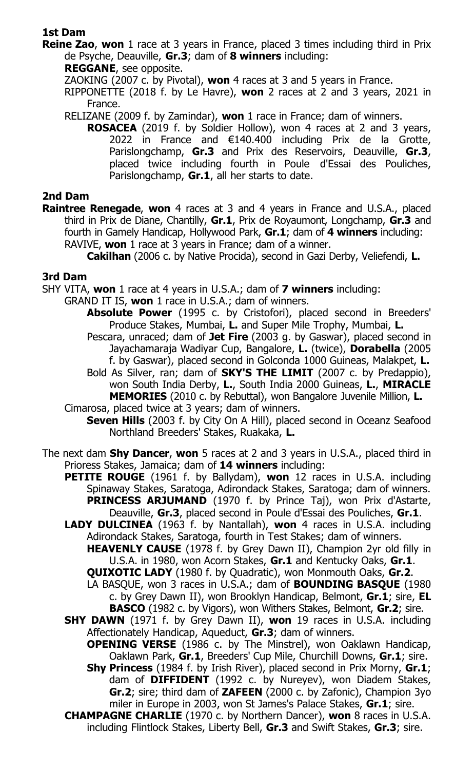## 1st Dam

**Reine Zao**, **won** 1 race at 3 years in France, placed 3 times including third in Prix de Psyche, Deauville, **Gr.3**; dam of **8 winners** including:

**REGGANE**, see opposite.

ZAOKING (2007 c. by Pivotal), **won** 4 races at 3 and 5 years in France.

RIPPONETTE (2018 f. by Le Havre), **won** 2 races at 2 and 3 years, 2021 in France.

RELIZANE (2009 f. by Zamindar), **won** 1 race in France; dam of winners.

**ROSACEA** (2019 f. by Soldier Hollow), won 4 races at 2 and 3 years, 2022 in France and €140.400 including Prix de la Grotte, Parislongchamp, **Gr.3** and Prix des Reservoirs, Deauville, **Gr.3**, placed twice including fourth in Poule d'Essai des Pouliches, Parislongchamp, **Gr.1**, all her starts to date.

## 2nd Dam

**Raintree Renegade**, **won** 4 races at 3 and 4 years in France and U.S.A., placed third in Prix de Diane, Chantilly, **Gr.1**, Prix de Royaumont, Longchamp, **Gr.3** and fourth in Gamely Handicap, Hollywood Park, **Gr.1**; dam of **4 winners** including:

RAVIVE, **won** 1 race at 3 years in France; dam of a winner.

**Cakilhan** (2006 c. by Native Procida), second in Gazi Derby, Veliefendi, **L.**

## 3rd Dam

SHY VITA, **won** 1 race at 4 years in U.S.A.; dam of **7 winners** including:

GRAND IT IS, **won** 1 race in U.S.A.; dam of winners.

**Absolute Power** (1995 c. by Cristofori), placed second in Breeders' Produce Stakes, Mumbai, **L.** and Super Mile Trophy, Mumbai, **L.**

Pescara, unraced; dam of **Jet Fire** (2003 g. by Gaswar), placed second in Jayachamaraja Wadiyar Cup, Bangalore, **L.** (twice), **Dorabella** (2005 f. by Gaswar), placed second in Golconda 1000 Guineas, Malakpet, **L.**

Bold As Silver, ran; dam of **SKY'S THE LIMIT** (2007 c. by Predappio), won South India Derby, **L.**, South India 2000 Guineas, **L.**, **MIRACLE MEMORIES** (2010 c. by Rebuttal), won Bangalore Juvenile Million, **L.**

Cimarosa, placed twice at 3 years; dam of winners.

**Seven Hills** (2003 f. by City On A Hill), placed second in Oceanz Seafood Northland Breeders' Stakes, Ruakaka, **L.**

The next dam **Shy Dancer**, **won** 5 races at 2 and 3 years in U.S.A., placed third in Prioress Stakes, Jamaica; dam of **14 winners** including:

**PETITE ROUGE** (1961 f. by Ballydam), **won** 12 races in U.S.A. including Spinaway Stakes, Saratoga, Adirondack Stakes, Saratoga; dam of winners.

**PRINCESS ARJUMAND** (1970 f. by Prince Taj), won Prix d'Astarte, Deauville, **Gr.3**, placed second in Poule d'Essai des Pouliches, **Gr.1**.

**LADY DULCINEA** (1963 f. by Nantallah), **won** 4 races in U.S.A. including Adirondack Stakes, Saratoga, fourth in Test Stakes; dam of winners.

**HEAVENLY CAUSE** (1978 f. by Grey Dawn II), Champion 2yr old filly in U.S.A. in 1980, won Acorn Stakes, **Gr.1** and Kentucky Oaks, **Gr.1**.

**QUIXOTIC LADY** (1980 f. by Quadratic), won Monmouth Oaks, **Gr.2**.

LA BASQUE, won 3 races in U.S.A.; dam of **BOUNDING BASQUE** (1980 c. by Grey Dawn II), won Brooklyn Handicap, Belmont, **Gr.1**; sire, **EL BASCO** (1982 c. by Vigors), won Withers Stakes, Belmont, **Gr.2**; sire.

**SHY DAWN** (1971 f. by Grey Dawn II), **won** 19 races in U.S.A. including Affectionately Handicap, Aqueduct, **Gr.3**; dam of winners.

**OPENING VERSE** (1986 c. by The Minstrel), won Oaklawn Handicap, Oaklawn Park, **Gr.1**, Breeders' Cup Mile, Churchill Downs, **Gr.1**; sire.

**Shy Princess** (1984 f. by Irish River), placed second in Prix Morny, **Gr.1**; dam of **DIFFIDENT** (1992 c. by Nureyev), won Diadem Stakes, **Gr.2**; sire; third dam of **ZAFEEN** (2000 c. by Zafonic), Champion 3yo miler in Europe in 2003, won St James's Palace Stakes, **Gr.1**; sire.

**CHAMPAGNE CHARLIE** (1970 c. by Northern Dancer), **won** 8 races in U.S.A. including Flintlock Stakes, Liberty Bell, **Gr.3** and Swift Stakes, **Gr.3**; sire.